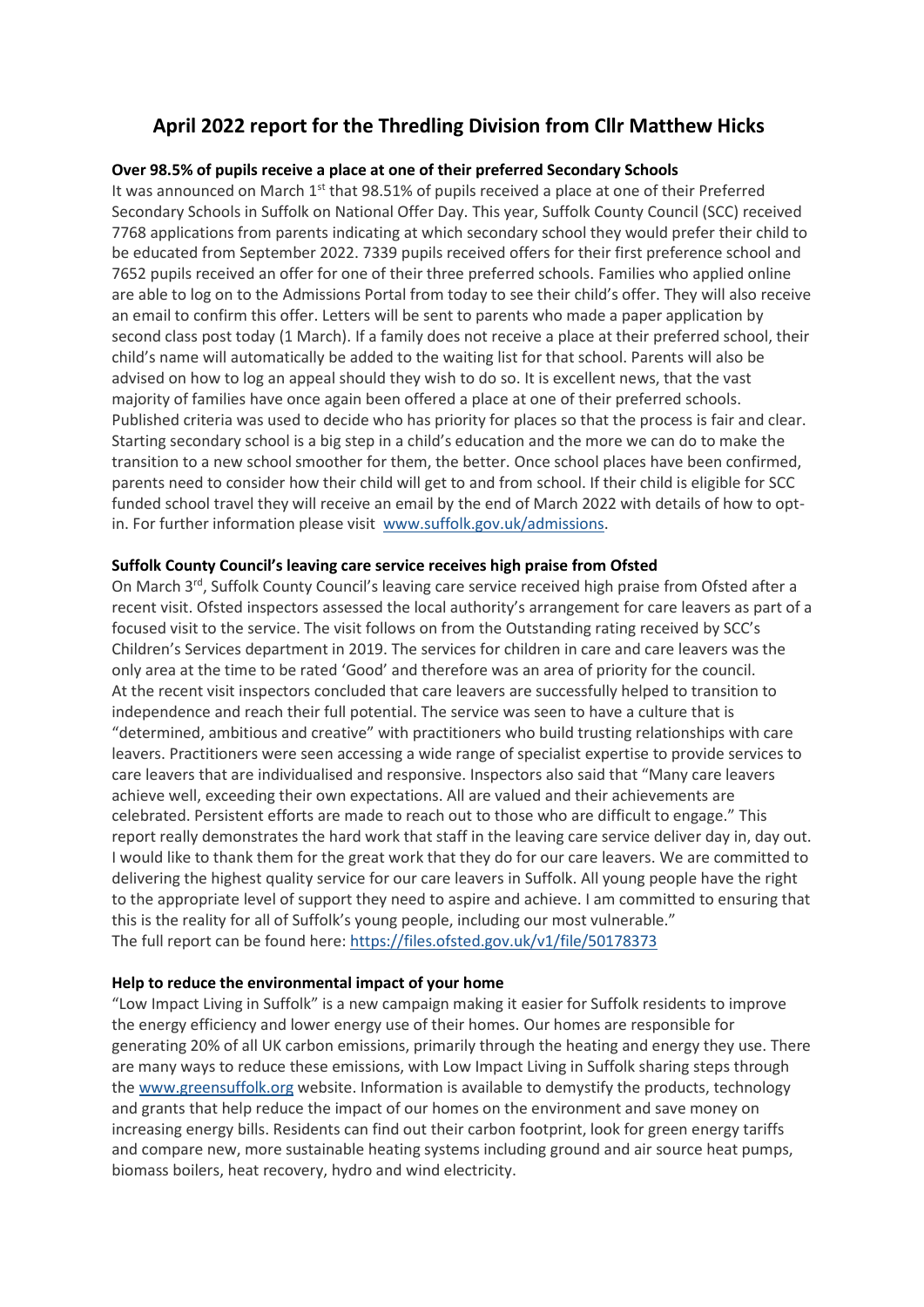# April 2022 report for the Thredling Division from Cllr Matthew Hicks

**Over 98.5% of pupils receive a place at one of their preferred Secondary Schools**

It was announced on March 1st that 98.51% of pupils received a place at one of their Preferred Secondary Schools in Suffolk on National Offer Day. This year, Suffolk County Council (SCC) received 7768 applications from parents indicating at which secondary school they would prefer their child to be educated from September 2022. 7339 pupils received offers for their first preference school and 7652 pupils received an offer for one of their three preferred schools. Families who applied online are able to log on to the Admissions Portal from today to see their child's offer. They will also receive an email to confirm this offer. Letters will be sent to parents who made a paper application by second class post today (1 March). If a family does not receive a place at their preferred school, their child's name will automatically be added to the waiting list for that school. Parents will also be advised on how to log an appeal should they wish to do so. It is excellent news, that the vast majority of families have once again been offered a place at one of their preferred schools. Published criteria was used to decide who has priority for places so that the process is fair and clear. Starting secondary school is a big step in a child's education and the more we can do to make the transition to a new school smoother for them, the better. Once school places have been confirmed, parents need to consider how their child will get to and from school. If their child is eligible for SCC funded school travel they will receive an email by the end of March 2022 with details of how to opt-in. For further information please visit [www.suffolk.gov.uk/admissions](www.suffolk.gov.uk/admissions).

**Suffolk County Council's leaving care service receives high praise from Ofsted**

On March 3rd, Suffolk County Council's leaving care service received high praise from Ofsted after a recent visit. Ofsted inspectors assessed the local authority's arrangement for care leavers as part of a focused visit to the service. The visit follows on from the Outstanding rating received by SCC's Children's Services department in 2019. The services for children in care and care leavers was the only area at the time to be rated 'Good' and therefore was an area of priority for the council. At the recent visit inspectors concluded that care leavers are successfully helped to transition to independence and reach their full potential. The service was seen to have a culture that is "determined, ambitious and creative" with practitioners who build trusting relationships with care leavers. Practitioners were seen accessing a wide range of specialist expertise to provide services to care leavers that are individualised and responsive. Inspectors also said that "Many care leavers achieve well, exceeding their own expectations. All are valued and their achievements are celebrated. Persistent efforts are made to reach out to those who are difficult to engage." This report really demonstrates the hard work that staff in the leaving care service deliver day in, day out. I would like to thank them for the great work that they do for our care leavers. We are committed to delivering the highest quality service for our care leavers in Suffolk. All young people have the right to the appropriate level of support they need to aspire and achieve. I am committed to ensuring that this is the reality for all of Suffolk's young people, including our most vulnerable."
The full report can be found here: [https://files.ofsted.gov.uk/v1/file/50178373](https://files.ofsted.gov.uk/v1/file/50178373)

**Help to reduce the environmental impact of your home**

"Low Impact Living in Suffolk" is a new campaign making it easier for Suffolk residents to improve the energy efficiency and lower energy use of their homes. Our homes are responsible for generating 20% of all UK carbon emissions, primarily through the heating and energy they use. There are many ways to reduce these emissions, with Low Impact Living in Suffolk sharing steps through the [www.greensuffolk.org](www.greensuffolk.org) website. Information is available to demystify the products, technology and grants that help reduce the impact of our homes on the environment and save money on increasing energy bills. Residents can find out their carbon footprint, look for green energy tariffs and compare new, more sustainable heating systems including ground and air source heat pumps, biomass boilers, heat recovery, hydro and wind electricity.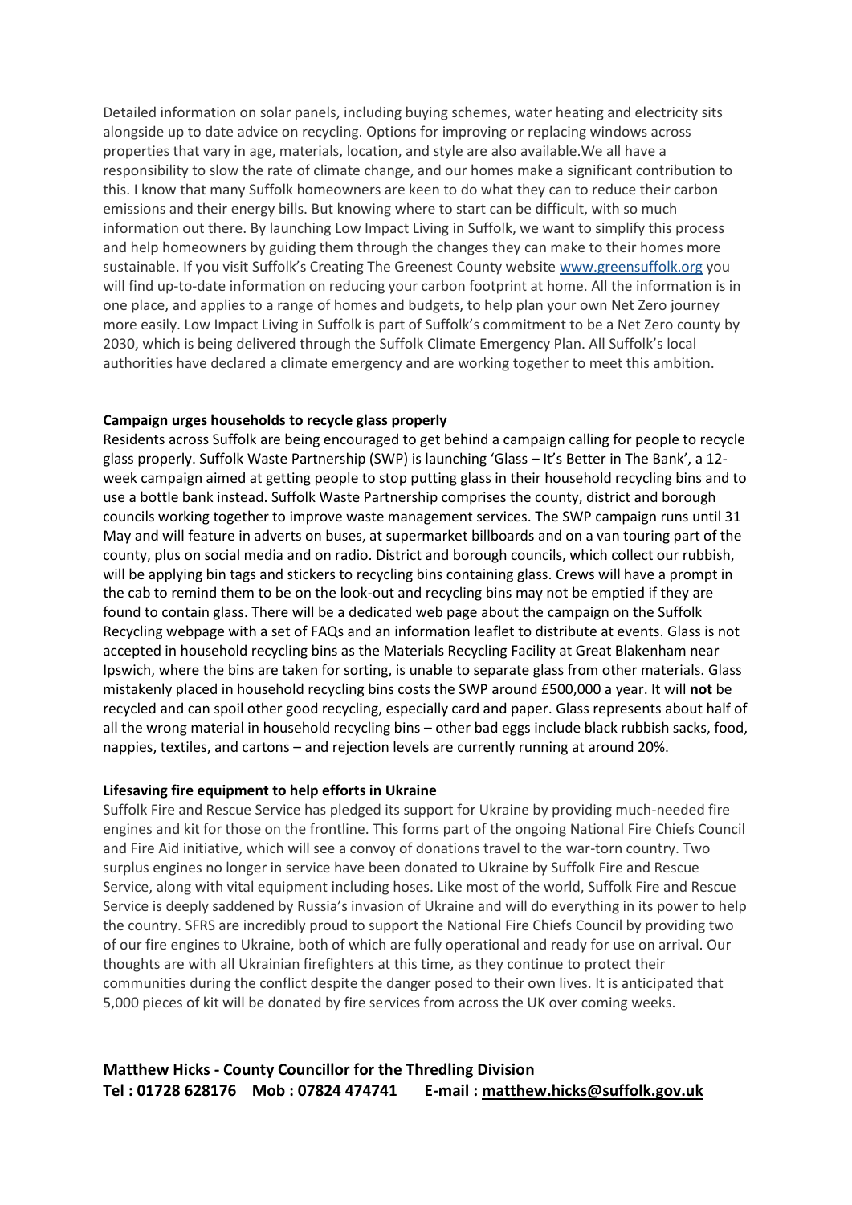Detailed information on solar panels, including buying schemes, water heating and electricity sits alongside up to date advice on recycling. Options for improving or replacing windows across properties that vary in age, materials, location, and style are also available.We all have a responsibility to slow the rate of climate change, and our homes make a significant contribution to this. I know that many Suffolk homeowners are keen to do what they can to reduce their carbon emissions and their energy bills. But knowing where to start can be difficult, with so much information out there. By launching Low Impact Living in Suffolk, we want to simplify this process and help homeowners by guiding them through the changes they can make to their homes more sustainable. If you visit Suffolk's Creating The Greenest County website [www.greensuffolk.org](www.greensuffolk.org) you will find up-to-date information on reducing your carbon footprint at home. All the information is in one place, and applies to a range of homes and budgets, to help plan your own Net Zero journey more easily. Low Impact Living in Suffolk is part of Suffolk's commitment to be a Net Zero county by 2030, which is being delivered through the Suffolk Climate Emergency Plan. All Suffolk's local authorities have declared a climate emergency and are working together to meet this ambition.

**Campaign urges households to recycle glass properly**

Residents across Suffolk are being encouraged to get behind a campaign calling for people to recycle glass properly. Suffolk Waste Partnership (SWP) is launching 'Glass – It's Better in The Bank', a 12-week campaign aimed at getting people to stop putting glass in their household recycling bins and to use a bottle bank instead. Suffolk Waste Partnership comprises the county, district and borough councils working together to improve waste management services. The SWP campaign runs until 31 May and will feature in adverts on buses, at supermarket billboards and on a van touring part of the county, plus on social media and on radio. District and borough councils, which collect our rubbish, will be applying bin tags and stickers to recycling bins containing glass. Crews will have a prompt in the cab to remind them to be on the look-out and recycling bins may not be emptied if they are found to contain glass. There will be a dedicated web page about the campaign on the Suffolk Recycling webpage with a set of FAQs and an information leaflet to distribute at events. Glass is not accepted in household recycling bins as the Materials Recycling Facility at Great Blakenham near Ipswich, where the bins are taken for sorting, is unable to separate glass from other materials. Glass mistakenly placed in household recycling bins costs the SWP around £500,000 a year. It will **not** be recycled and can spoil other good recycling, especially card and paper. Glass represents about half of all the wrong material in household recycling bins – other bad eggs include black rubbish sacks, food, nappies, textiles, and cartons – and rejection levels are currently running at around 20%.

**Lifesaving fire equipment to help efforts in Ukraine**

Suffolk Fire and Rescue Service has pledged its support for Ukraine by providing much-needed fire engines and kit for those on the frontline. This forms part of the ongoing National Fire Chiefs Council and Fire Aid initiative, which will see a convoy of donations travel to the war-torn country. Two surplus engines no longer in service have been donated to Ukraine by Suffolk Fire and Rescue Service, along with vital equipment including hoses. Like most of the world, Suffolk Fire and Rescue Service is deeply saddened by Russia's invasion of Ukraine and will do everything in its power to help the country. SFRS are incredibly proud to support the National Fire Chiefs Council by providing two of our fire engines to Ukraine, both of which are fully operational and ready for use on arrival. Our thoughts are with all Ukrainian firefighters at this time, as they continue to protect their communities during the conflict despite the danger posed to their own lives. It is anticipated that 5,000 pieces of kit will be donated by fire services from across the UK over coming weeks.

**Matthew Hicks - County Councillor for the Thredling Division**
**Tel : 01728 628176 Mob : 07824 474741 E-mail : [matthew.hicks@suffolk.gov.uk](mailto:matthew.hicks@suffolk.gov.uk)**